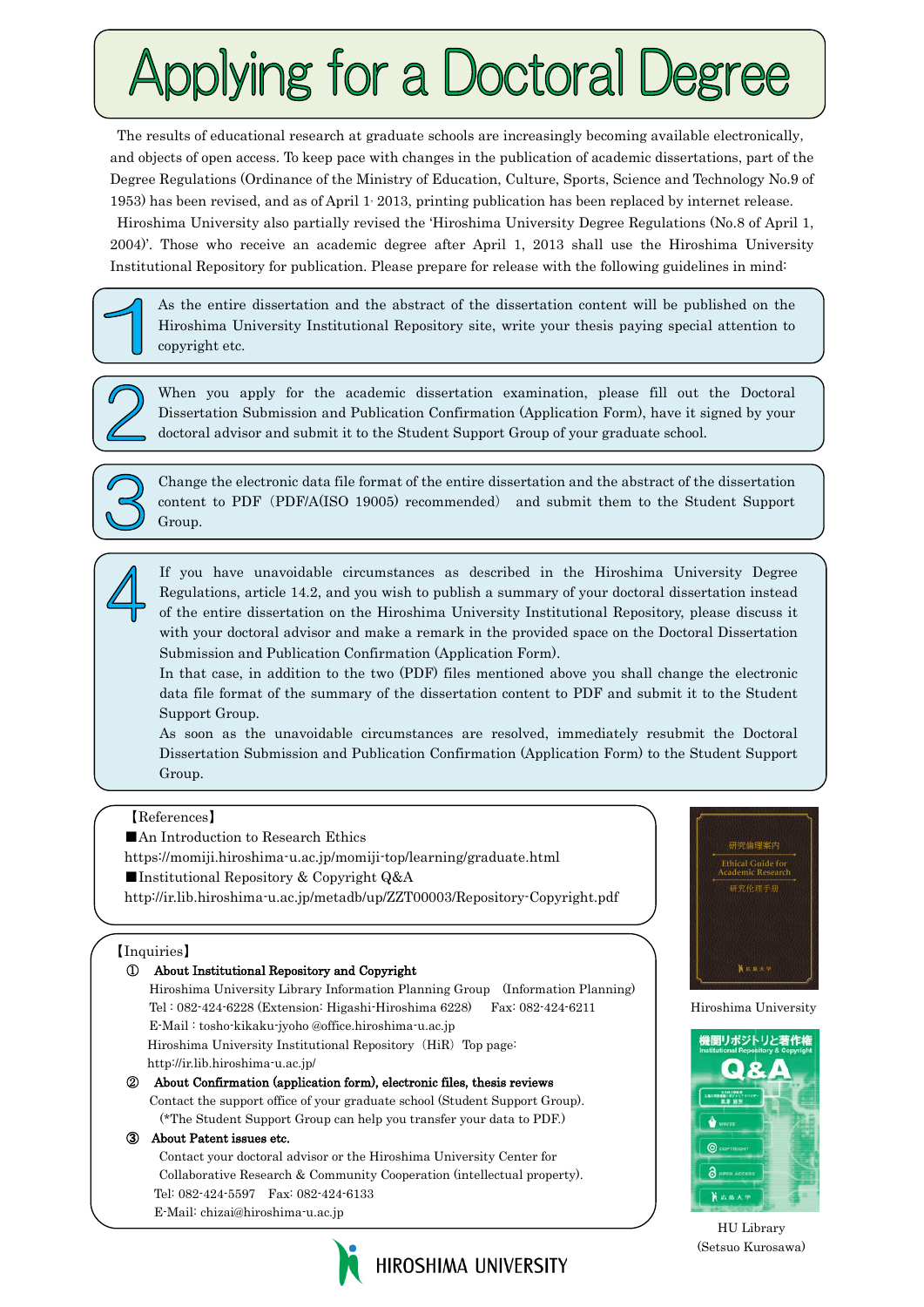# Applying for a Doctoral Degree

The results of educational research at graduate schools are increasingly becoming available electronically, and objects of open access. To keep pace with changes in the publication of academic dissertations, part of the Degree Regulations (Ordinance of the Ministry of Education, Culture, Sports, Science and Technology No.9 of 1953) has been revised, and as of April 1, 2013, printing publication has been replaced by internet release.

Hiroshima University also partially revised the 'Hiroshima University Degree Regulations (No.8 of April 1, 2004)'. Those who receive an academic degree after April 1, 2013 shall use the Hiroshima University Institutional Repository for publication. Please prepare for release with the following guidelines in mind:

1. As the entire dissertation and the abstract of the dissertation content will be published on the Hiroshima University Institutional Repository site, write your thesis paying special attention to copyright etc.

2. When you apply for the academic dissertation examination, please fill out the Doctoral Dissertation Submission and Publication Confirmation (Application Form), have it signed by your doctoral advisor and submit it to the Student Support Group of your graduate school.

3. Change the electronic data file format of the entire dissertation and the abstract of the dissertation content to PDF（PDF/A(ISO 19005) recommended） and submit them to the Student Support Group.

4. If you have unavoidable circumstances as described in the Hiroshima University Degree Regulations, article 14.2, and you wish to publish a summary of your doctoral dissertation instead of the entire dissertation on the Hiroshima University Institutional Repository, please discuss it with your doctoral advisor and make a remark in the provided space on the Doctoral Dissertation Submission and Publication Confirmation (Application Form).
   In that case, in addition to the two (PDF) files mentioned above you shall change the electronic data file format of the summary of the dissertation content to PDF and submit it to the Student Support Group.
   As soon as the unavoidable circumstances are resolved, immediately resubmit the Doctoral Dissertation Submission and Publication Confirmation (Application Form) to the Student Support Group.

【References】

■An Introduction to Research Ethics
https://momiji.hiroshima-u.ac.jp/momiji-top/learning/graduate.html

■Institutional Repository & Copyright Q&A
http://ir.lib.hiroshima-u.ac.jp/metadb/up/ZZT00003/Repository-Copyright.pdf

【Inquiries】

① **About Institutional Repository and Copyright**
Hiroshima University Library Information Planning Group (Information Planning)
Tel : 082-424-6228 (Extension: Higashi-Hiroshima 6228)　Fax: 082-424-6211
E-Mail : tosho-kikaku-jyoho @office.hiroshima-u.ac.jp
Hiroshima University Institutional Repository（HiR）Top page:
http://ir.lib.hiroshima-u.ac.jp/

② **About Confirmation (application form), electronic files, thesis reviews**
Contact the support office of your graduate school (Student Support Group).
(*The Student Support Group can help you transfer your data to PDF.)

③ **About Patent issues etc.**
Contact your doctoral advisor or the Hiroshima University Center for Collaborative Research & Community Cooperation (intellectual property).
Tel: 082-424-5597　Fax: 082-424-6133
E-Mail: chizai@hiroshima-u.ac.jp

Hiroshima University

HU Library
(Setsuo Kurosawa)

HIROSHIMA UNIVERSITY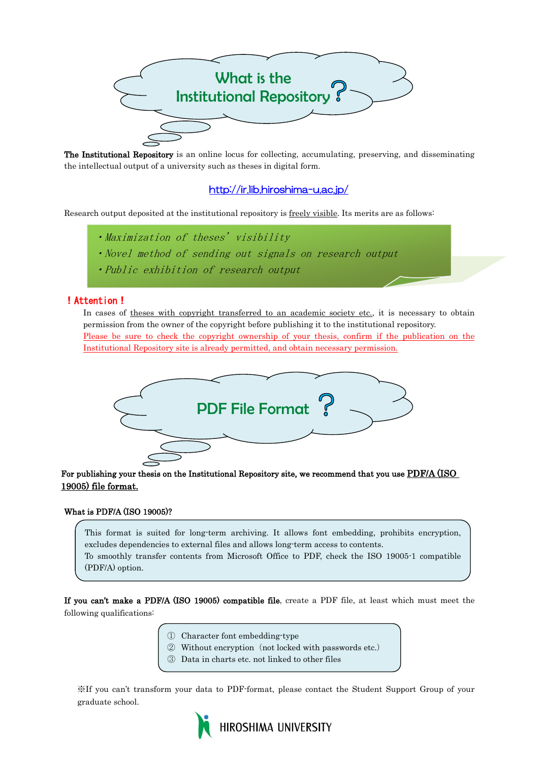# What is the Institutional Repository?

**The Institutional Repository** is an online locus for collecting, accumulating, preserving, and disseminating the intellectual output of a university such as theses in digital form.

http://ir.lib.hiroshima-u.ac.jp/

Research output deposited at the institutional repository is freely visible. Its merits are as follows:

- *Maximization of theses' visibility*
- *Novel method of sending out signals on research output*
- *Public exhibition of research output*

**！Attention！**

In cases of theses with copyright transferred to an academic society etc., it is necessary to obtain permission from the owner of the copyright before publishing it to the institutional repository.
Please be sure to check the copyright ownership of your thesis, confirm if the publication on the Institutional Repository site is already permitted, and obtain necessary permission.

# PDF File Format?

**For publishing your thesis on the Institutional Repository site, we recommend that you use PDF/A (ISO 19005) file format.**

**What is PDF/A (ISO 19005)?**

This format is suited for long-term archiving. It allows font embedding, prohibits encryption, excludes dependencies to external files and allows long-term access to contents.
To smoothly transfer contents from Microsoft Office to PDF, check the ISO 19005-1 compatible (PDF/A) option.

**If you can't make a PDF/A (ISO 19005) compatible file**, create a PDF file, at least which must meet the following qualifications:

① Character font embedding-type
② Without encryption（not locked with passwords etc.）
③ Data in charts etc. not linked to other files

※If you can't transform your data to PDF-format, please contact the Student Support Group of your graduate school.

HIROSHIMA UNIVERSITY